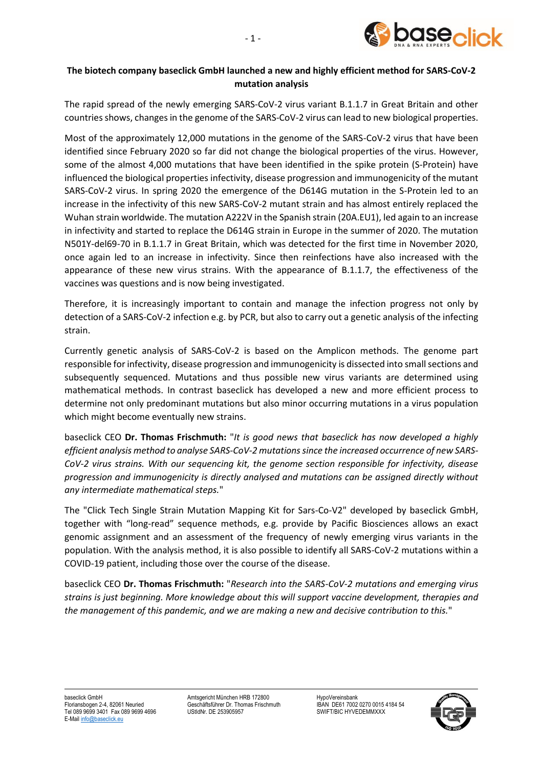**The biotech company baseclick GmbH launched a new and highly efficient method for SARS-CoV-2 mutation analysis**

The rapid spread of the newly emerging SARS-CoV-2 virus variant B.1.1.7 in Great Britain and other countries shows, changes in the genome of the SARS-CoV-2 virus can lead to new biological properties.

Most of the approximately 12,000 mutations in the genome of the SARS-CoV-2 virus that have been identified since February 2020 so far did not change the biological properties of the virus. However, some of the almost 4,000 mutations that have been identified in the spike protein (S-Protein) have influenced the biological properties infectivity, disease progression and immunogenicity of the mutant SARS-CoV-2 virus. In spring 2020 the emergence of the D614G mutation in the S-Protein led to an increase in the infectivity of this new SARS-CoV-2 mutant strain and has almost entirely replaced the Wuhan strain worldwide. The mutation A222V in the Spanish strain (20A.EU1), led again to an increase in infectivity and started to replace the D614G strain in Europe in the summer of 2020. The mutation N501Y-del69-70 in B.1.1.7 in Great Britain, which was detected for the first time in November 2020, once again led to an increase in infectivity. Since then reinfections have also increased with the appearance of these new virus strains. With the appearance of B.1.1.7, the effectiveness of the vaccines was questions and is now being investigated.

Therefore, it is increasingly important to contain and manage the infection progress not only by detection of a SARS-CoV-2 infection e.g. by PCR, but also to carry out a genetic analysis of the infecting strain.

Currently genetic analysis of SARS-CoV-2 is based on the Amplicon methods. The genome part responsible for infectivity, disease progression and immunogenicity is dissected into small sections and subsequently sequenced. Mutations and thus possible new virus variants are determined using mathematical methods. In contrast baseclick has developed a new and more efficient process to determine not only predominant mutations but also minor occurring mutations in a virus population which might become eventually new strains.

baseclick CEO **Dr. Thomas Frischmuth:** "*It is good news that baseclick has now developed a highly efficient analysis method to analyse SARS-CoV-2 mutations since the increased occurrence of new SARS-CoV-2 virus strains. With our sequencing kit, the genome section responsible for infectivity, disease progression and immunogenicity is directly analysed and mutations can be assigned directly without any intermediate mathematical steps.*"

The "Click Tech Single Strain Mutation Mapping Kit for Sars-Co-V2" developed by baseclick GmbH, together with "long-read" sequence methods, e.g. provide by Pacific Biosciences allows an exact genomic assignment and an assessment of the frequency of newly emerging virus variants in the population. With the analysis method, it is also possible to identify all SARS-CoV-2 mutations within a COVID-19 patient, including those over the course of the disease.

baseclick CEO **Dr. Thomas Frischmuth:** "*Research into the SARS-CoV-2 mutations and emerging virus strains is just beginning. More knowledge about this will support vaccine development, therapies and the management of this pandemic, and we are making a new and decisive contribution to this.*"

baseclick GmbH
Floriansbogen 2-4, 82061 Neuried
Tel 089 9699 3401 Fax 089 9699 4696
E-Mail info@baseclick.eu

Amtsgericht München HRB 172800
Geschäftsführer Dr. Thomas Frischmuth
UStIdNr. DE 253905957

HypoVereinsbank
IBAN DE61 7002 0270 0015 4184 54
SWIFT/BIC HYVEDEMMXXX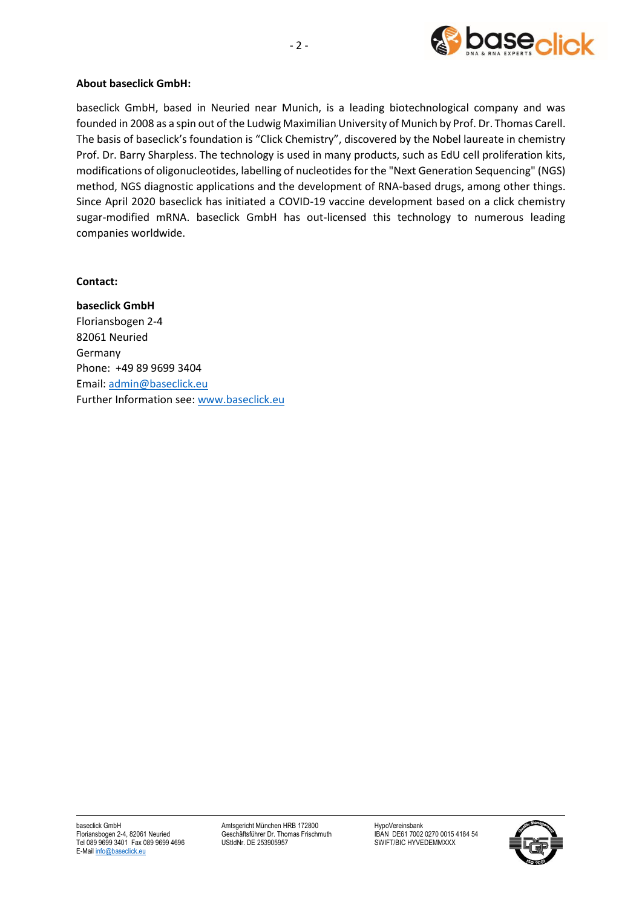**About baseclick GmbH:**

baseclick GmbH, based in Neuried near Munich, is a leading biotechnological company and was founded in 2008 as a spin out of the Ludwig Maximilian University of Munich by Prof. Dr. Thomas Carell. The basis of baseclick's foundation is "Click Chemistry", discovered by the Nobel laureate in chemistry Prof. Dr. Barry Sharpless. The technology is used in many products, such as EdU cell proliferation kits, modifications of oligonucleotides, labelling of nucleotides for the "Next Generation Sequencing" (NGS) method, NGS diagnostic applications and the development of RNA-based drugs, among other things. Since April 2020 baseclick has initiated a COVID-19 vaccine development based on a click chemistry sugar-modified mRNA. baseclick GmbH has out-licensed this technology to numerous leading companies worldwide.

**Contact:**

**baseclick GmbH**
Floriansbogen 2-4
82061 Neuried
Germany
Phone: +49 89 9699 3404
Email: admin@baseclick.eu
Further Information see: www.baseclick.eu